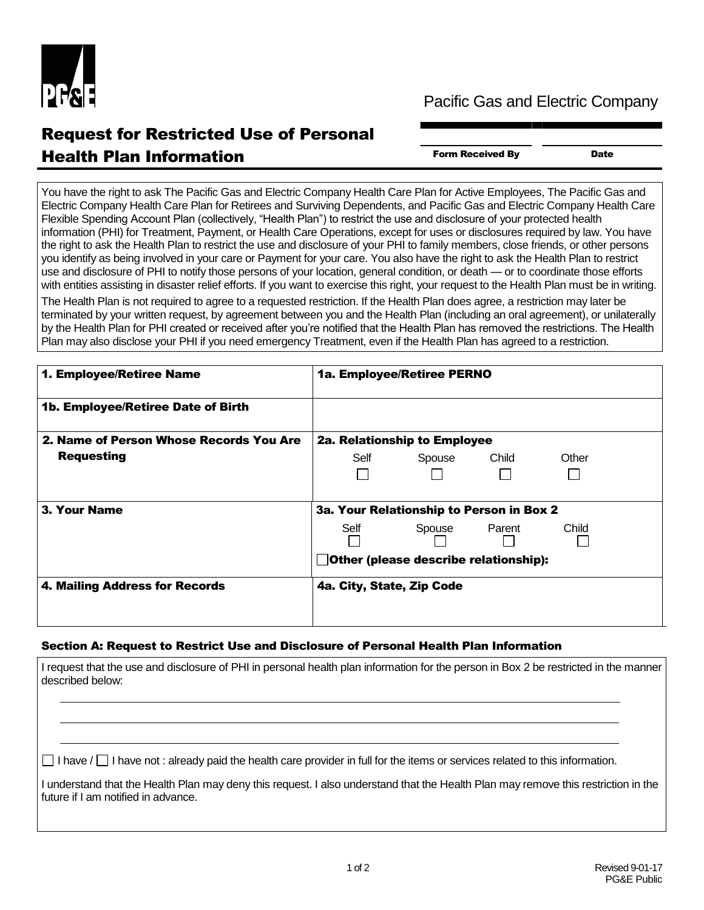PG&E

Pacific Gas and Electric Company

# Request for Restricted Use of Personal Health Plan Information

| Form Received By | Date |
|---|---|
| | |

You have the right to ask The Pacific Gas and Electric Company Health Care Plan for Active Employees, The Pacific Gas and Electric Company Health Care Plan for Retirees and Surviving Dependents, and Pacific Gas and Electric Company Health Care Flexible Spending Account Plan (collectively, "Health Plan") to restrict the use and disclosure of your protected health information (PHI) for Treatment, Payment, or Health Care Operations, except for uses or disclosures required by law. You have the right to ask the Health Plan to restrict the use and disclosure of your PHI to family members, close friends, or other persons you identify as being involved in your care or Payment for your care. You also have the right to ask the Health Plan to restrict use and disclosure of PHI to notify those persons of your location, general condition, or death — or to coordinate those efforts with entities assisting in disaster relief efforts. If you want to exercise this right, your request to the Health Plan must be in writing.

The Health Plan is not required to agree to a requested restriction. If the Health Plan does agree, a restriction may later be terminated by your written request, by agreement between you and the Health Plan (including an oral agreement), or unilaterally by the Health Plan for PHI created or received after you're notified that the Health Plan has removed the restrictions. The Health Plan may also disclose your PHI if you need emergency Treatment, even if the Health Plan has agreed to a restriction.

| | |
|---|---|
| **1. Employee/Retiree Name** | **1a. Employee/Retiree PERNO** |
| **1b. Employee/Retiree Date of Birth** | |
| **2. Name of Person Whose Records You Are Requesting** | **2a. Relationship to Employee**<br>☐ Self ☐ Spouse ☐ Child ☐ Other |
| **3. Your Name** | **3a. Your Relationship to Person in Box 2**<br>☐ Self ☐ Spouse ☐ Parent ☐ Child<br>☐ **Other (please describe relationship):** |
| **4. Mailing Address for Records** | **4a. City, State, Zip Code** |

### Section A: Request to Restrict Use and Disclosure of Personal Health Plan Information

I request that the use and disclosure of PHI in personal health plan information for the person in Box 2 be restricted in the manner described below:

\_\_\_\_\_\_\_\_\_\_\_\_\_\_\_\_\_\_\_\_\_\_\_\_\_\_\_\_\_\_\_\_\_\_\_\_\_\_\_\_\_\_\_\_\_\_\_\_\_\_\_\_\_\_\_\_\_\_\_\_\_\_\_\_

\_\_\_\_\_\_\_\_\_\_\_\_\_\_\_\_\_\_\_\_\_\_\_\_\_\_\_\_\_\_\_\_\_\_\_\_\_\_\_\_\_\_\_\_\_\_\_\_\_\_\_\_\_\_\_\_\_\_\_\_\_\_\_\_

\_\_\_\_\_\_\_\_\_\_\_\_\_\_\_\_\_\_\_\_\_\_\_\_\_\_\_\_\_\_\_\_\_\_\_\_\_\_\_\_\_\_\_\_\_\_\_\_\_\_\_\_\_\_\_\_\_\_\_\_\_\_\_\_

☐ I have / ☐ I have not : already paid the health care provider in full for the items or services related to this information.

I understand that the Health Plan may deny this request. I also understand that the Health Plan may remove this restriction in the future if I am notified in advance.

Revised 9-01-17
PG&E Public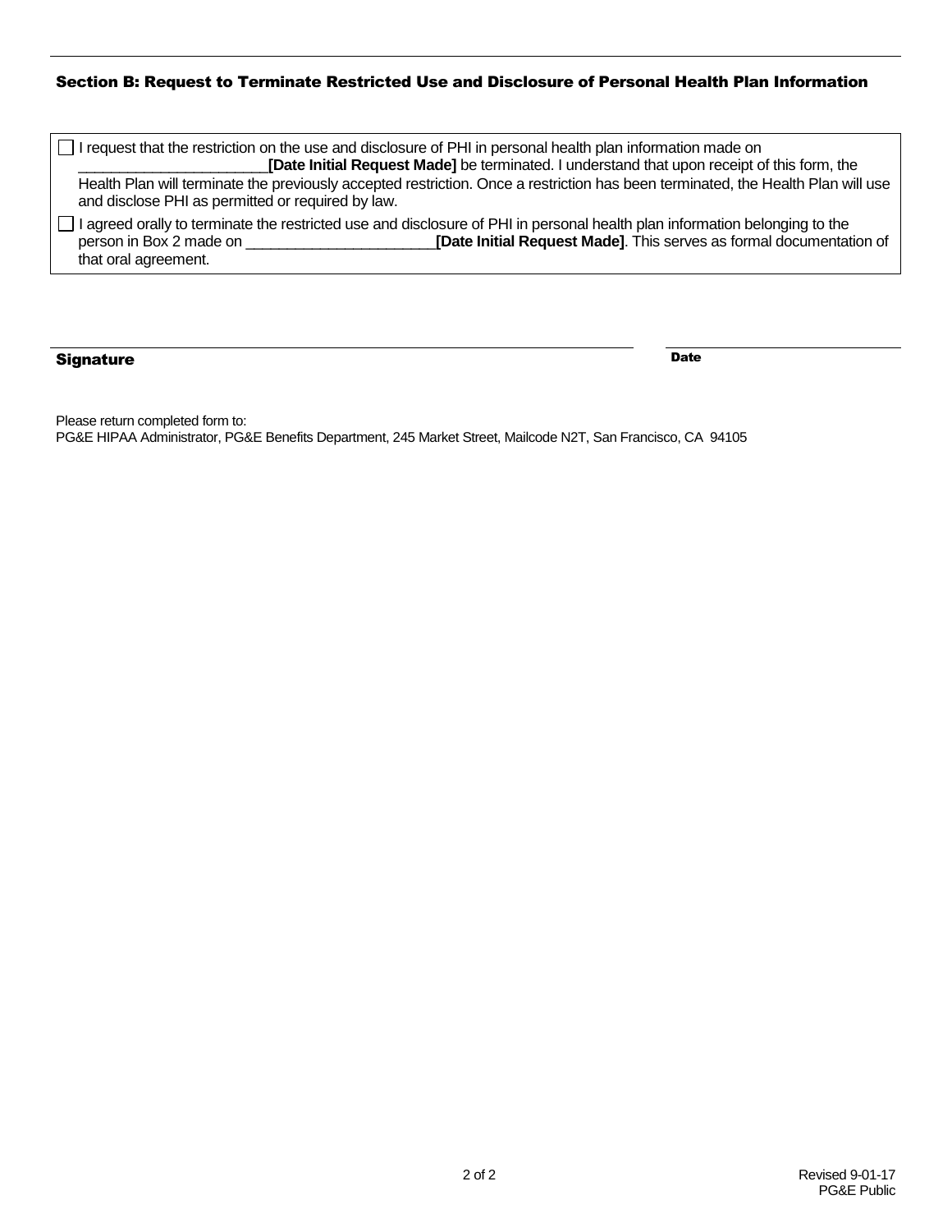## Section B: Request to Terminate Restricted Use and Disclosure of Personal Health Plan Information

- [ ] I request that the restriction on the use and disclosure of PHI in personal health plan information made on ______________________**[Date Initial Request Made]** be terminated. I understand that upon receipt of this form, the Health Plan will terminate the previously accepted restriction. Once a restriction has been terminated, the Health Plan will use and disclose PHI as permitted or required by law.
- [ ] I agreed orally to terminate the restricted use and disclosure of PHI in personal health plan information belonging to the person in Box 2 made on ______________________**[Date Initial Request Made]**. This serves as formal documentation of that oral agreement.

**Signature** ______________________________ **Date** ______________

Please return completed form to:
PG&E HIPAA Administrator, PG&E Benefits Department, 245 Market Street, Mailcode N2T, San Francisco, CA 94105

Revised 9-01-17
PG&E Public